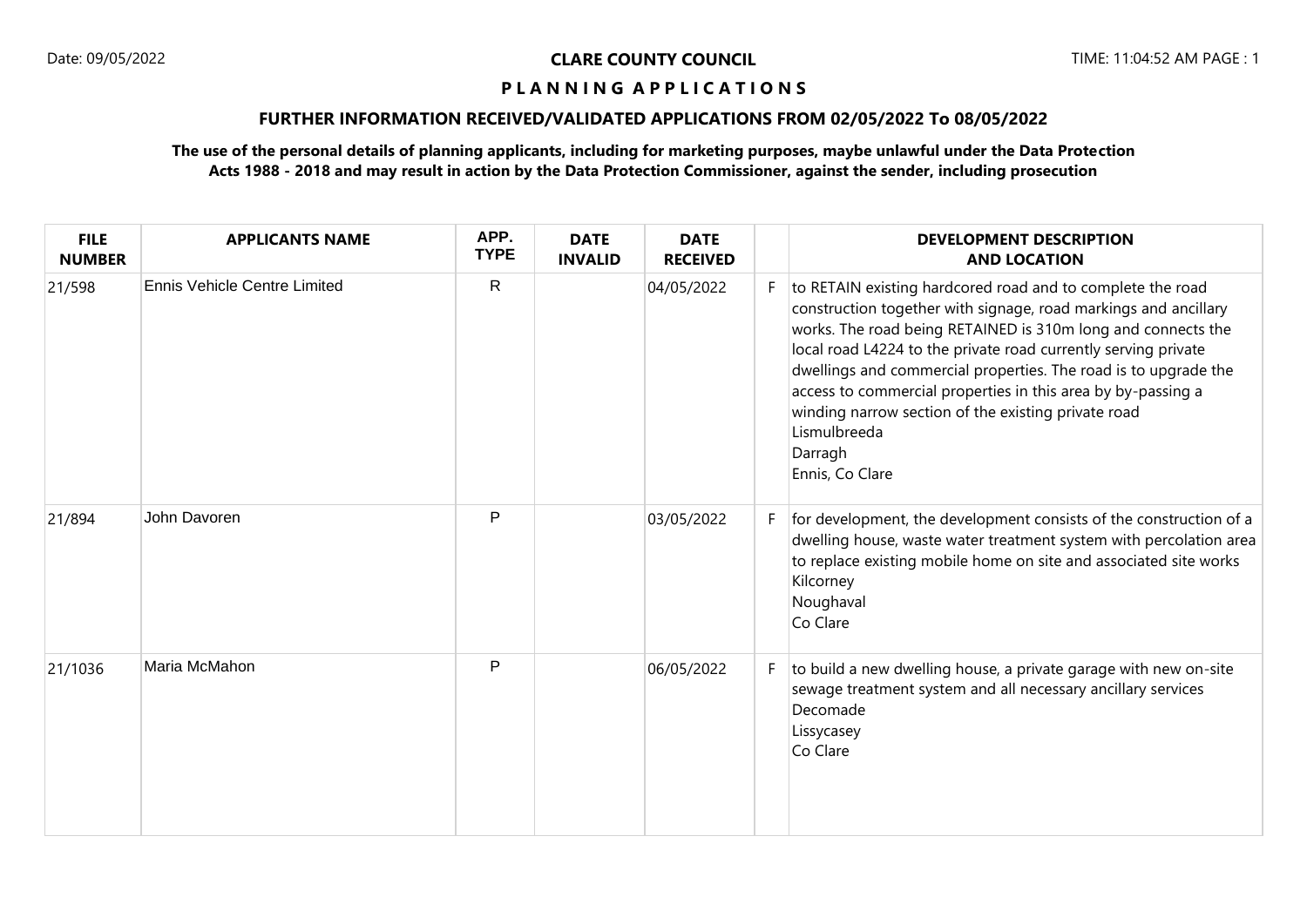**CLARE COUNTY COUNCIL**

Date: 09/05/2022 TIME: 11:04:52 AM

# PLANNING APPLICATIONS

## FURTHER INFORMATION RECEIVED/VALIDATED APPLICATIONS FROM 02/05/2022 To 08/05/2022

**The use of the personal details of planning applicants, including for marketing purposes, maybe unlawful under the Data Protection Acts 1988 - 2018 and may result in action by the Data Protection Commissioner, against the sender, including prosecution**

| FILE NUMBER | APPLICANTS NAME | APP. TYPE | DATE INVALID | DATE RECEIVED | | DEVELOPMENT DESCRIPTION AND LOCATION |
|---|---|---|---|---|---|---|
| 21/598 | Ennis Vehicle Centre Limited | R | | 04/05/2022 | F | to RETAIN existing hardcored road and to complete the road construction together with signage, road markings and ancillary works. The road being RETAINED is 310m long and connects the local road L4224 to the private road currently serving private dwellings and commercial properties. The road is to upgrade the access to commercial properties in this area by by-passing a winding narrow section of the existing private road<br>Lismulbreeda<br>Darragh<br>Ennis, Co Clare |
| 21/894 | John Davoren | P | | 03/05/2022 | F | for development, the development consists of the construction of a dwelling house, waste water treatment system with percolation area to replace existing mobile home on site and associated site works<br>Kilcorney<br>Noughaval<br>Co Clare |
| 21/1036 | Maria McMahon | P | | 06/05/2022 | F | to build a new dwelling house, a private garage with new on-site sewage treatment system and all necessary ancillary services<br>Decomade<br>Lissycasey<br>Co Clare |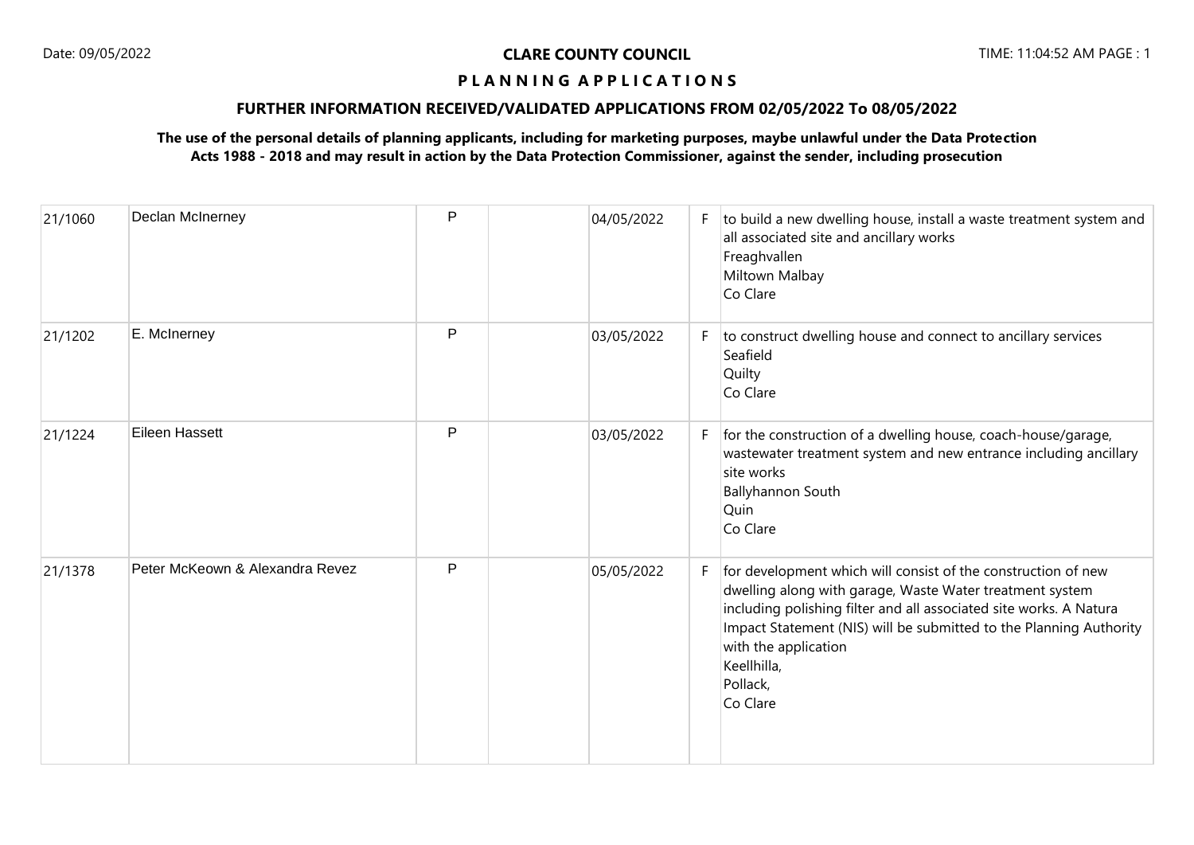# CLARE COUNTY COUNCIL

## PLANNING APPLICATIONS

### FURTHER INFORMATION RECEIVED/VALIDATED APPLICATIONS FROM 02/05/2022 To 08/05/2022

**The use of the personal details of planning applicants, including for marketing purposes, maybe unlawful under the Data Protection Acts 1988 - 2018 and may result in action by the Data Protection Commissioner, against the sender, including prosecution**

| | | | | | | |
|---|---|---|---|---|---|---|
| 21/1060 | Declan McInerney | P | | 04/05/2022 | F | to build a new dwelling house, install a waste treatment system and all associated site and ancillary works<br>Freaghvallen<br>Miltown Malbay<br>Co Clare |
| 21/1202 | E. McInerney | P | | 03/05/2022 | F | to construct dwelling house and connect to ancillary services<br>Seafield<br>Quilty<br>Co Clare |
| 21/1224 | Eileen Hassett | P | | 03/05/2022 | F | for the construction of a dwelling house, coach-house/garage, wastewater treatment system and new entrance including ancillary site works<br>Ballyhannon South<br>Quin<br>Co Clare |
| 21/1378 | Peter McKeown & Alexandra Revez | P | | 05/05/2022 | F | for development which will consist of the construction of new dwelling along with garage, Waste Water treatment system including polishing filter and all associated site works. A Natura Impact Statement (NIS) will be submitted to the Planning Authority with the application<br>Keellhilla,<br>Pollack,<br>Co Clare |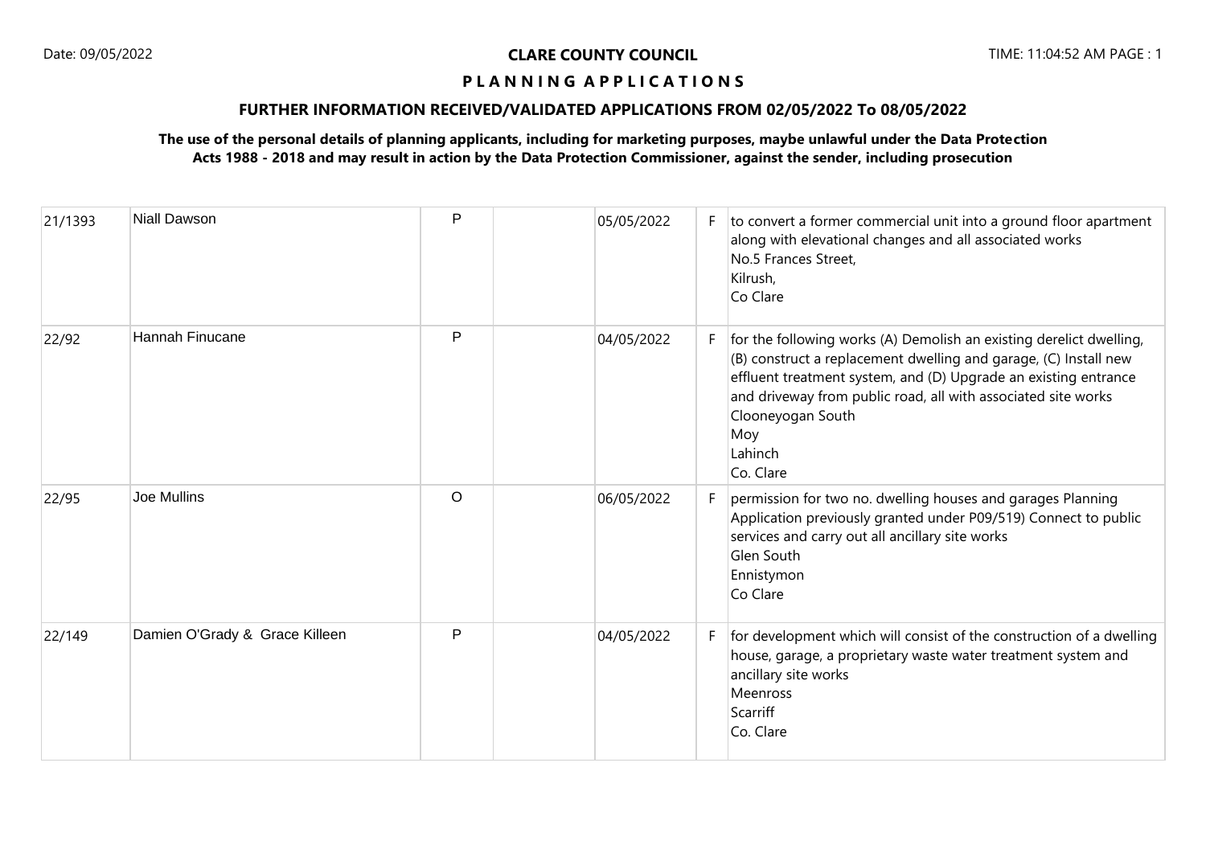**CLARE COUNTY COUNCIL**

**P L A N N I N G A P P L I C A T I O N S**

**FURTHER INFORMATION RECEIVED/VALIDATED APPLICATIONS FROM 02/05/2022 To 08/05/2022**

**The use of the personal details of planning applicants, including for marketing purposes, maybe unlawful under the Data Protection Acts 1988 - 2018 and may result in action by the Data Protection Commissioner, against the sender, including prosecution**

| | | | | | | |
|---|---|---|---|---|---|---|
| 21/1393 | Niall Dawson | P | | 05/05/2022 | F | to convert a former commercial unit into a ground floor apartment along with elevational changes and all associated works<br>No.5 Frances Street,<br>Kilrush,<br>Co Clare |
| 22/92 | Hannah Finucane | P | | 04/05/2022 | F | for the following works (A) Demolish an existing derelict dwelling, (B) construct a replacement dwelling and garage, (C) Install new effluent treatment system, and (D) Upgrade an existing entrance and driveway from public road, all with associated site works<br>Clooneyogan South<br>Moy<br>Lahinch<br>Co. Clare |
| 22/95 | Joe Mullins | O | | 06/05/2022 | F | permission for two no. dwelling houses and garages Planning Application previously granted under P09/519) Connect to public services and carry out all ancillary site works<br>Glen South<br>Ennistymon<br>Co Clare |
| 22/149 | Damien O'Grady & Grace Killeen | P | | 04/05/2022 | F | for development which will consist of the construction of a dwelling house, garage, a proprietary waste water treatment system and ancillary site works<br>Meenross<br>Scarriff<br>Co. Clare |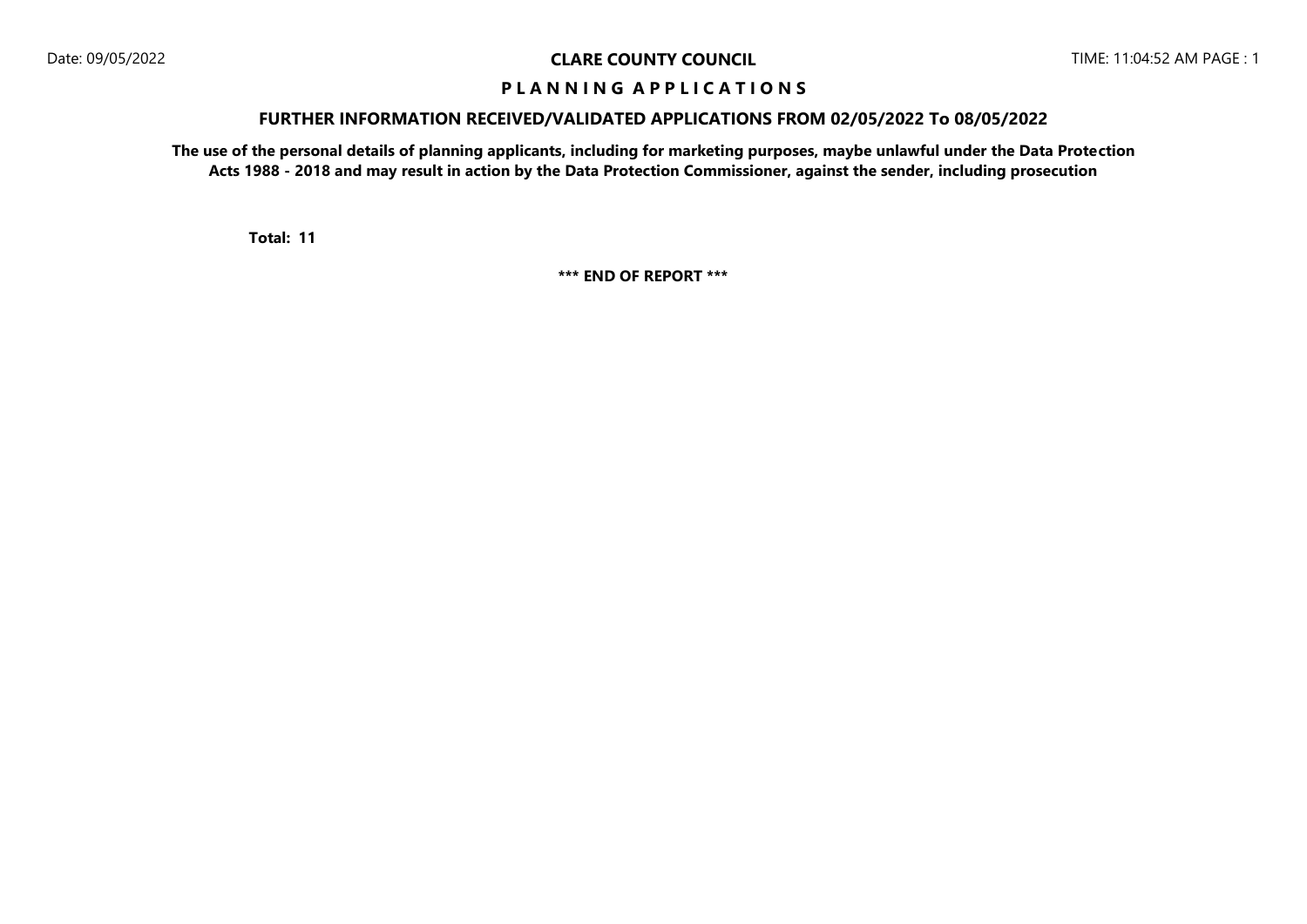# PLANNING APPLICATIONS

## FURTHER INFORMATION RECEIVED/VALIDATED APPLICATIONS FROM 02/05/2022 To 08/05/2022

**The use of the personal details of planning applicants, including for marketing purposes, maybe unlawful under the Data Protection Acts 1988 - 2018 and may result in action by the Data Protection Commissioner, against the sender, including prosecution**

**Total: 11**

**\*\*\* END OF REPORT \*\*\***